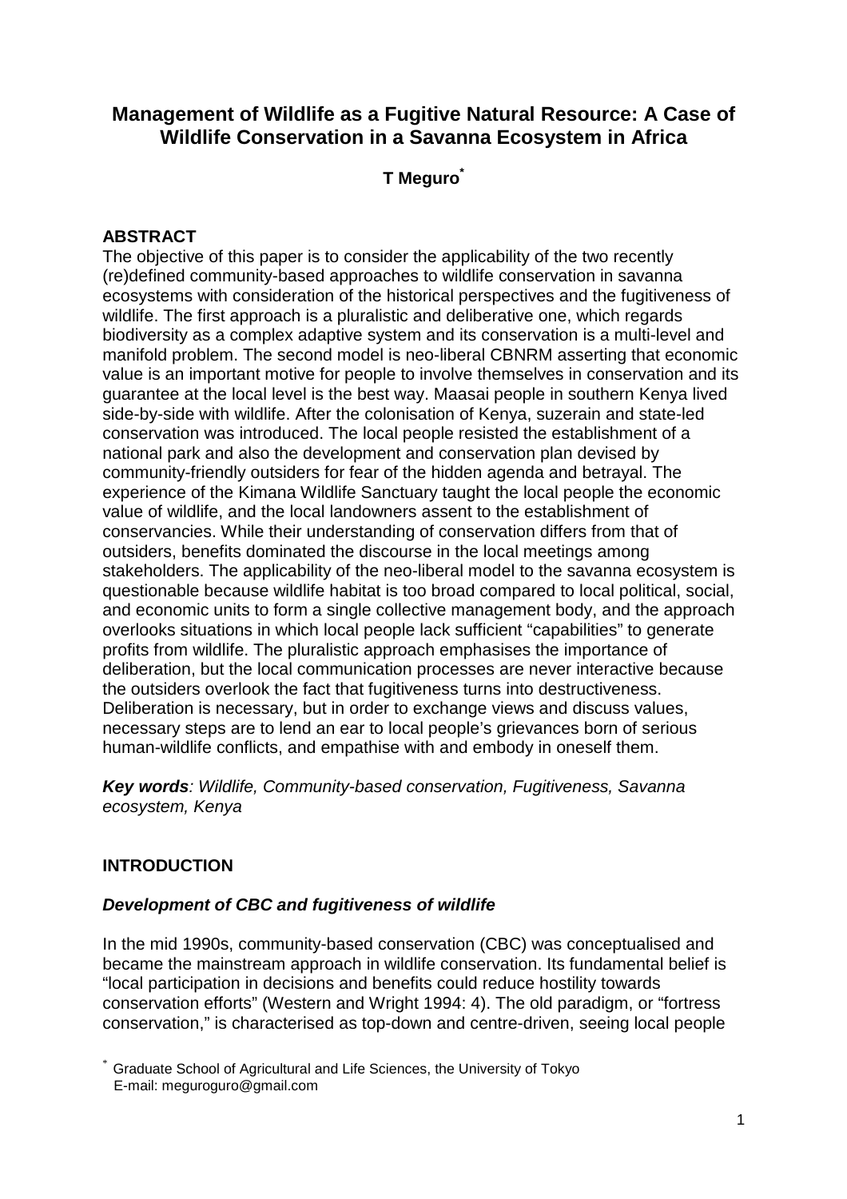# Management of Wildlife as a Fugitive Natural Resource: A Case of Wildlife Conservation in a Savanna Ecosystem in Africa

**T Meguro[*]**

## ABSTRACT

The objective of this paper is to consider the applicability of the two recently (re)defined community-based approaches to wildlife conservation in savanna ecosystems with consideration of the historical perspectives and the fugitiveness of wildlife. The first approach is a pluralistic and deliberative one, which regards biodiversity as a complex adaptive system and its conservation is a multi-level and manifold problem. The second model is neo-liberal CBNRM asserting that economic value is an important motive for people to involve themselves in conservation and its guarantee at the local level is the best way. Maasai people in southern Kenya lived side-by-side with wildlife. After the colonisation of Kenya, suzerain and state-led conservation was introduced. The local people resisted the establishment of a national park and also the development and conservation plan devised by community-friendly outsiders for fear of the hidden agenda and betrayal. The experience of the Kimana Wildlife Sanctuary taught the local people the economic value of wildlife, and the local landowners assent to the establishment of conservancies. While their understanding of conservation differs from that of outsiders, benefits dominated the discourse in the local meetings among stakeholders. The applicability of the neo-liberal model to the savanna ecosystem is questionable because wildlife habitat is too broad compared to local political, social, and economic units to form a single collective management body, and the approach overlooks situations in which local people lack sufficient "capabilities" to generate profits from wildlife. The pluralistic approach emphasises the importance of deliberation, but the local communication processes are never interactive because the outsiders overlook the fact that fugitiveness turns into destructiveness. Deliberation is necessary, but in order to exchange views and discuss values, necessary steps are to lend an ear to local people's grievances born of serious human-wildlife conflicts, and empathise with and embody in oneself them.

***Key words**: Wildlife, Community-based conservation, Fugitiveness, Savanna ecosystem, Kenya*

## INTRODUCTION

### *Development of CBC and fugitiveness of wildlife*

In the mid 1990s, community-based conservation (CBC) was conceptualised and became the mainstream approach in wildlife conservation. Its fundamental belief is "local participation in decisions and benefits could reduce hostility towards conservation efforts" (Western and Wright 1994: 4). The old paradigm, or "fortress conservation," is characterised as top-down and centre-driven, seeing local people

[*] Graduate School of Agricultural and Life Sciences, the University of Tokyo
E-mail: meguroguro@gmail.com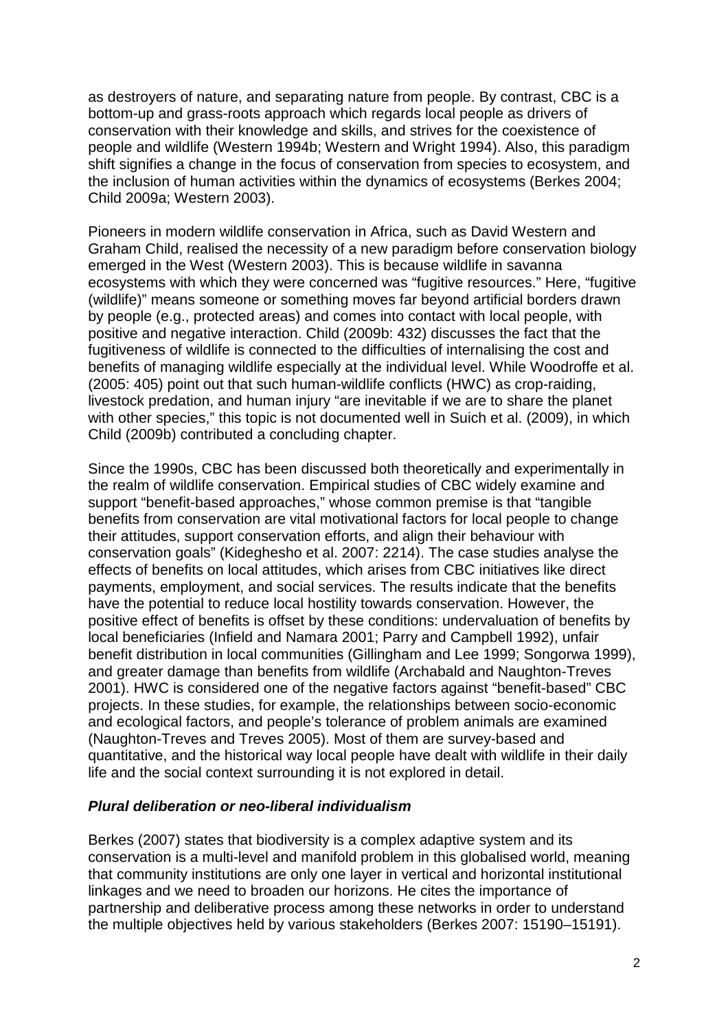as destroyers of nature, and separating nature from people. By contrast, CBC is a bottom-up and grass-roots approach which regards local people as drivers of conservation with their knowledge and skills, and strives for the coexistence of people and wildlife (Western 1994b; Western and Wright 1994). Also, this paradigm shift signifies a change in the focus of conservation from species to ecosystem, and the inclusion of human activities within the dynamics of ecosystems (Berkes 2004; Child 2009a; Western 2003).

Pioneers in modern wildlife conservation in Africa, such as David Western and Graham Child, realised the necessity of a new paradigm before conservation biology emerged in the West (Western 2003). This is because wildlife in savanna ecosystems with which they were concerned was "fugitive resources." Here, "fugitive (wildlife)" means someone or something moves far beyond artificial borders drawn by people (e.g., protected areas) and comes into contact with local people, with positive and negative interaction. Child (2009b: 432) discusses the fact that the fugitiveness of wildlife is connected to the difficulties of internalising the cost and benefits of managing wildlife especially at the individual level. While Woodroffe et al. (2005: 405) point out that such human-wildlife conflicts (HWC) as crop-raiding, livestock predation, and human injury "are inevitable if we are to share the planet with other species," this topic is not documented well in Suich et al. (2009), in which Child (2009b) contributed a concluding chapter.

Since the 1990s, CBC has been discussed both theoretically and experimentally in the realm of wildlife conservation. Empirical studies of CBC widely examine and support "benefit-based approaches," whose common premise is that "tangible benefits from conservation are vital motivational factors for local people to change their attitudes, support conservation efforts, and align their behaviour with conservation goals" (Kideghesho et al. 2007: 2214). The case studies analyse the effects of benefits on local attitudes, which arises from CBC initiatives like direct payments, employment, and social services. The results indicate that the benefits have the potential to reduce local hostility towards conservation. However, the positive effect of benefits is offset by these conditions: undervaluation of benefits by local beneficiaries (Infield and Namara 2001; Parry and Campbell 1992), unfair benefit distribution in local communities (Gillingham and Lee 1999; Songorwa 1999), and greater damage than benefits from wildlife (Archabald and Naughton-Treves 2001). HWC is considered one of the negative factors against "benefit-based" CBC projects. In these studies, for example, the relationships between socio-economic and ecological factors, and people's tolerance of problem animals are examined (Naughton-Treves and Treves 2005). Most of them are survey-based and quantitative, and the historical way local people have dealt with wildlife in their daily life and the social context surrounding it is not explored in detail.

### *Plural deliberation or neo-liberal individualism*

Berkes (2007) states that biodiversity is a complex adaptive system and its conservation is a multi-level and manifold problem in this globalised world, meaning that community institutions are only one layer in vertical and horizontal institutional linkages and we need to broaden our horizons. He cites the importance of partnership and deliberative process among these networks in order to understand the multiple objectives held by various stakeholders (Berkes 2007: 15190–15191).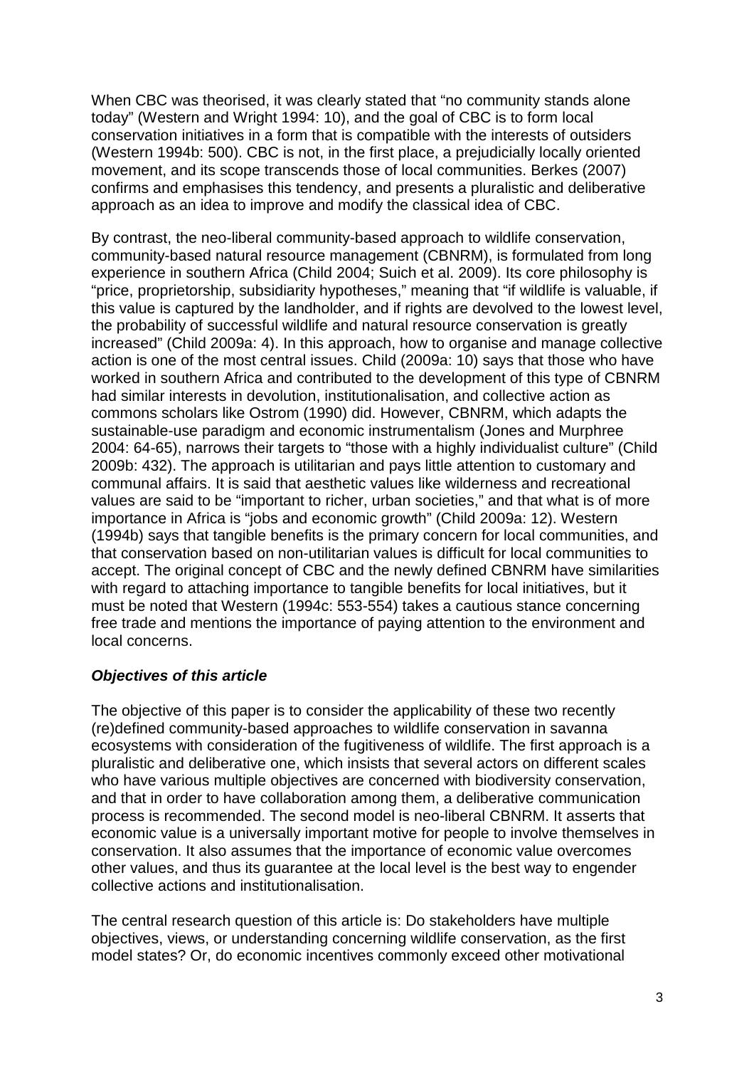When CBC was theorised, it was clearly stated that "no community stands alone today" (Western and Wright 1994: 10), and the goal of CBC is to form local conservation initiatives in a form that is compatible with the interests of outsiders (Western 1994b: 500). CBC is not, in the first place, a prejudicially locally oriented movement, and its scope transcends those of local communities. Berkes (2007) confirms and emphasises this tendency, and presents a pluralistic and deliberative approach as an idea to improve and modify the classical idea of CBC.

By contrast, the neo-liberal community-based approach to wildlife conservation, community-based natural resource management (CBNRM), is formulated from long experience in southern Africa (Child 2004; Suich et al. 2009). Its core philosophy is "price, proprietorship, subsidiarity hypotheses," meaning that "if wildlife is valuable, if this value is captured by the landholder, and if rights are devolved to the lowest level, the probability of successful wildlife and natural resource conservation is greatly increased" (Child 2009a: 4). In this approach, how to organise and manage collective action is one of the most central issues. Child (2009a: 10) says that those who have worked in southern Africa and contributed to the development of this type of CBNRM had similar interests in devolution, institutionalisation, and collective action as commons scholars like Ostrom (1990) did. However, CBNRM, which adapts the sustainable-use paradigm and economic instrumentalism (Jones and Murphree 2004: 64-65), narrows their targets to "those with a highly individualist culture" (Child 2009b: 432). The approach is utilitarian and pays little attention to customary and communal affairs. It is said that aesthetic values like wilderness and recreational values are said to be "important to richer, urban societies," and that what is of more importance in Africa is "jobs and economic growth" (Child 2009a: 12). Western (1994b) says that tangible benefits is the primary concern for local communities, and that conservation based on non-utilitarian values is difficult for local communities to accept. The original concept of CBC and the newly defined CBNRM have similarities with regard to attaching importance to tangible benefits for local initiatives, but it must be noted that Western (1994c: 553-554) takes a cautious stance concerning free trade and mentions the importance of paying attention to the environment and local concerns.

### *Objectives of this article*

The objective of this paper is to consider the applicability of these two recently (re)defined community-based approaches to wildlife conservation in savanna ecosystems with consideration of the fugitiveness of wildlife. The first approach is a pluralistic and deliberative one, which insists that several actors on different scales who have various multiple objectives are concerned with biodiversity conservation, and that in order to have collaboration among them, a deliberative communication process is recommended. The second model is neo-liberal CBNRM. It asserts that economic value is a universally important motive for people to involve themselves in conservation. It also assumes that the importance of economic value overcomes other values, and thus its guarantee at the local level is the best way to engender collective actions and institutionalisation.

The central research question of this article is: Do stakeholders have multiple objectives, views, or understanding concerning wildlife conservation, as the first model states? Or, do economic incentives commonly exceed other motivational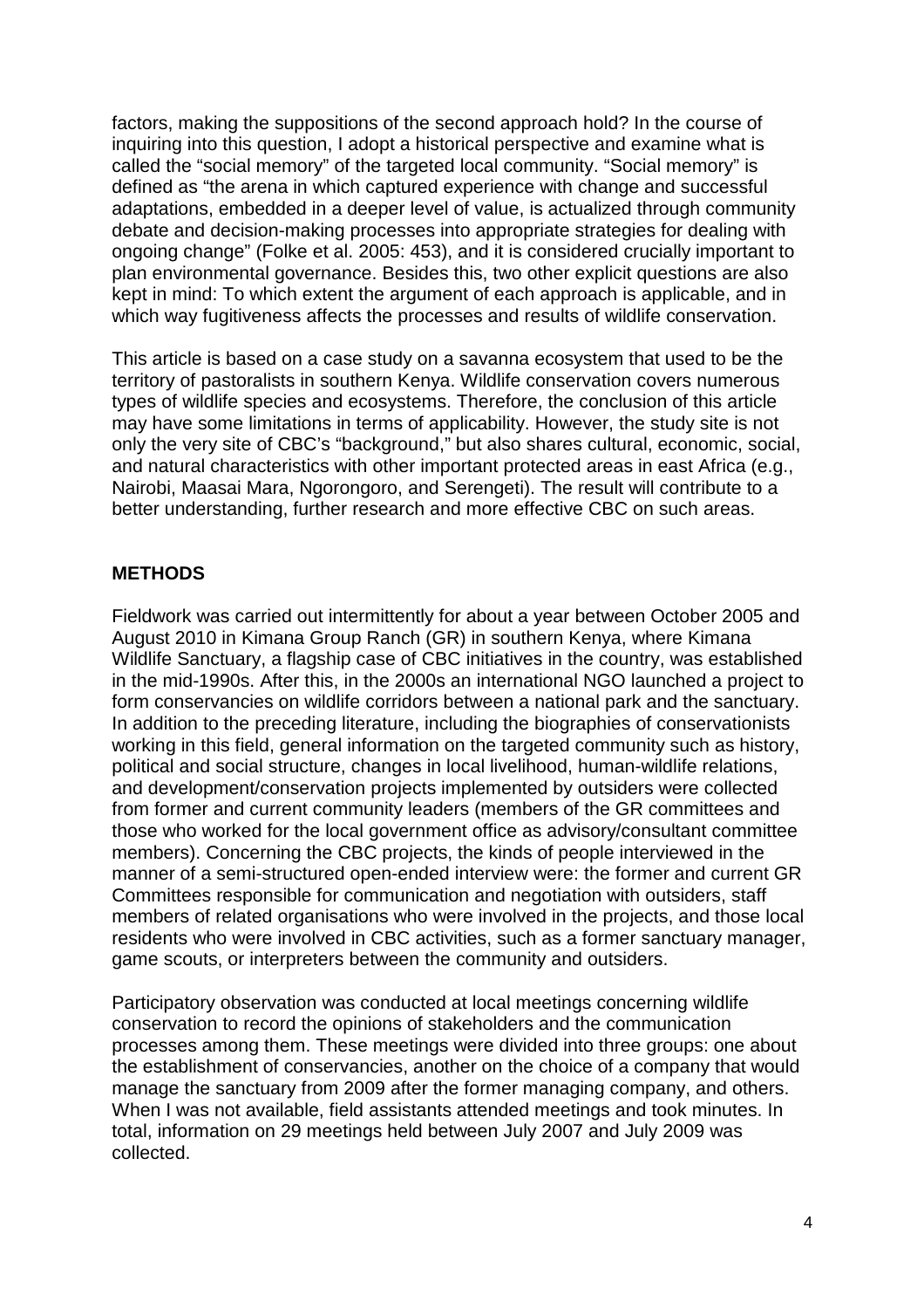factors, making the suppositions of the second approach hold? In the course of inquiring into this question, I adopt a historical perspective and examine what is called the "social memory" of the targeted local community. "Social memory" is defined as "the arena in which captured experience with change and successful adaptations, embedded in a deeper level of value, is actualized through community debate and decision-making processes into appropriate strategies for dealing with ongoing change" (Folke et al. 2005: 453), and it is considered crucially important to plan environmental governance. Besides this, two other explicit questions are also kept in mind: To which extent the argument of each approach is applicable, and in which way fugitiveness affects the processes and results of wildlife conservation.

This article is based on a case study on a savanna ecosystem that used to be the territory of pastoralists in southern Kenya. Wildlife conservation covers numerous types of wildlife species and ecosystems. Therefore, the conclusion of this article may have some limitations in terms of applicability. However, the study site is not only the very site of CBC's "background," but also shares cultural, economic, social, and natural characteristics with other important protected areas in east Africa (e.g., Nairobi, Maasai Mara, Ngorongoro, and Serengeti). The result will contribute to a better understanding, further research and more effective CBC on such areas.

## METHODS

Fieldwork was carried out intermittently for about a year between October 2005 and August 2010 in Kimana Group Ranch (GR) in southern Kenya, where Kimana Wildlife Sanctuary, a flagship case of CBC initiatives in the country, was established in the mid-1990s. After this, in the 2000s an international NGO launched a project to form conservancies on wildlife corridors between a national park and the sanctuary. In addition to the preceding literature, including the biographies of conservationists working in this field, general information on the targeted community such as history, political and social structure, changes in local livelihood, human-wildlife relations, and development/conservation projects implemented by outsiders were collected from former and current community leaders (members of the GR committees and those who worked for the local government office as advisory/consultant committee members). Concerning the CBC projects, the kinds of people interviewed in the manner of a semi-structured open-ended interview were: the former and current GR Committees responsible for communication and negotiation with outsiders, staff members of related organisations who were involved in the projects, and those local residents who were involved in CBC activities, such as a former sanctuary manager, game scouts, or interpreters between the community and outsiders.

Participatory observation was conducted at local meetings concerning wildlife conservation to record the opinions of stakeholders and the communication processes among them. These meetings were divided into three groups: one about the establishment of conservancies, another on the choice of a company that would manage the sanctuary from 2009 after the former managing company, and others. When I was not available, field assistants attended meetings and took minutes. In total, information on 29 meetings held between July 2007 and July 2009 was collected.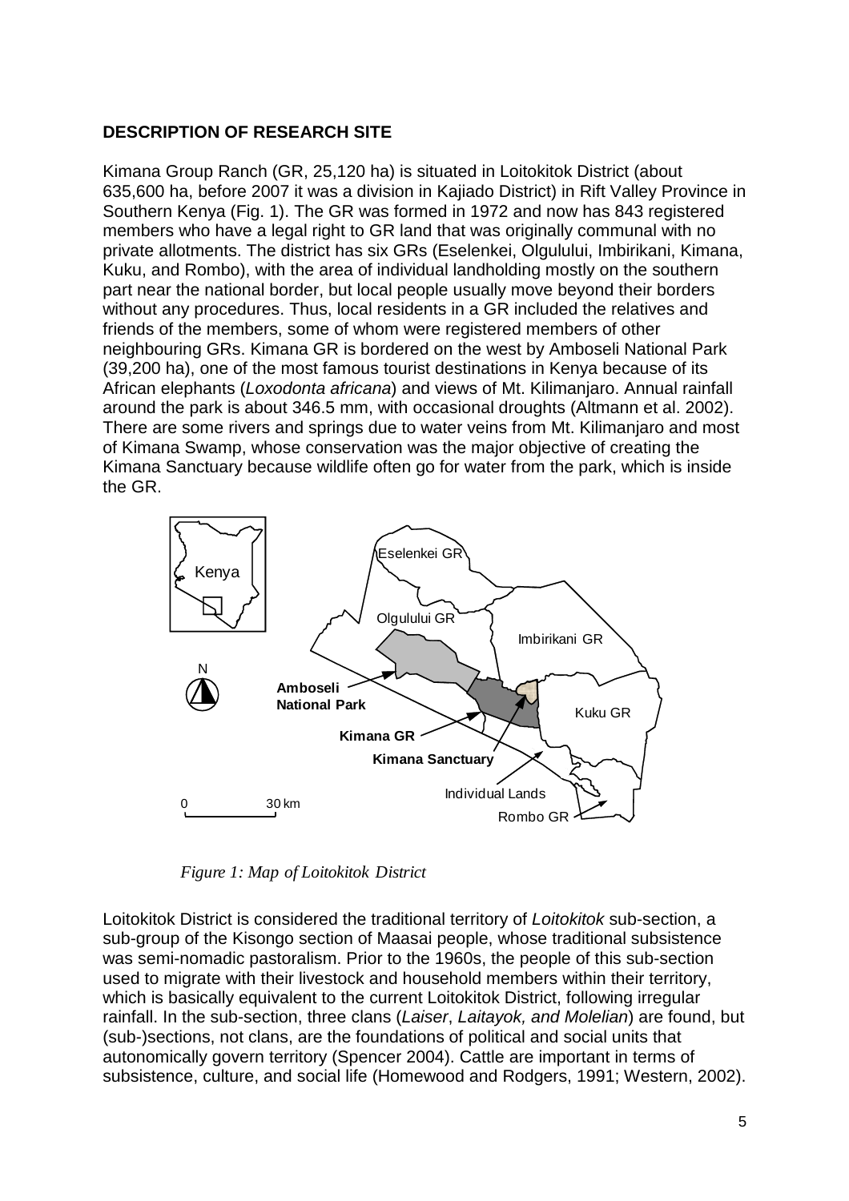## DESCRIPTION OF RESEARCH SITE

Kimana Group Ranch (GR, 25,120 ha) is situated in Loitokitok District (about 635,600 ha, before 2007 it was a division in Kajiado District) in Rift Valley Province in Southern Kenya (Fig. 1). The GR was formed in 1972 and now has 843 registered members who have a legal right to GR land that was originally communal with no private allotments. The district has six GRs (Eselenkei, Olgulului, Imbirikani, Kimana, Kuku, and Rombo), with the area of individual landholding mostly on the southern part near the national border, but local people usually move beyond their borders without any procedures. Thus, local residents in a GR included the relatives and friends of the members, some of whom were registered members of other neighbouring GRs. Kimana GR is bordered on the west by Amboseli National Park (39,200 ha), one of the most famous tourist destinations in Kenya because of its African elephants (*Loxodonta africana*) and views of Mt. Kilimanjaro. Annual rainfall around the park is about 346.5 mm, with occasional droughts (Altmann et al. 2002). There are some rivers and springs due to water veins from Mt. Kilimanjaro and most of Kimana Swamp, whose conservation was the major objective of creating the Kimana Sanctuary because wildlife often go for water from the park, which is inside the GR.

*Figure 1: Map of Loitokitok District*

Loitokitok District is considered the traditional territory of *Loitokitok* sub-section, a sub-group of the Kisongo section of Maasai people, whose traditional subsistence was semi-nomadic pastoralism. Prior to the 1960s, the people of this sub-section used to migrate with their livestock and household members within their territory, which is basically equivalent to the current Loitokitok District, following irregular rainfall. In the sub-section, three clans (*Laiser*, *Laitayok, and Molelian*) are found, but (sub-)sections, not clans, are the foundations of political and social units that autonomically govern territory (Spencer 2004). Cattle are important in terms of subsistence, culture, and social life (Homewood and Rodgers, 1991; Western, 2002).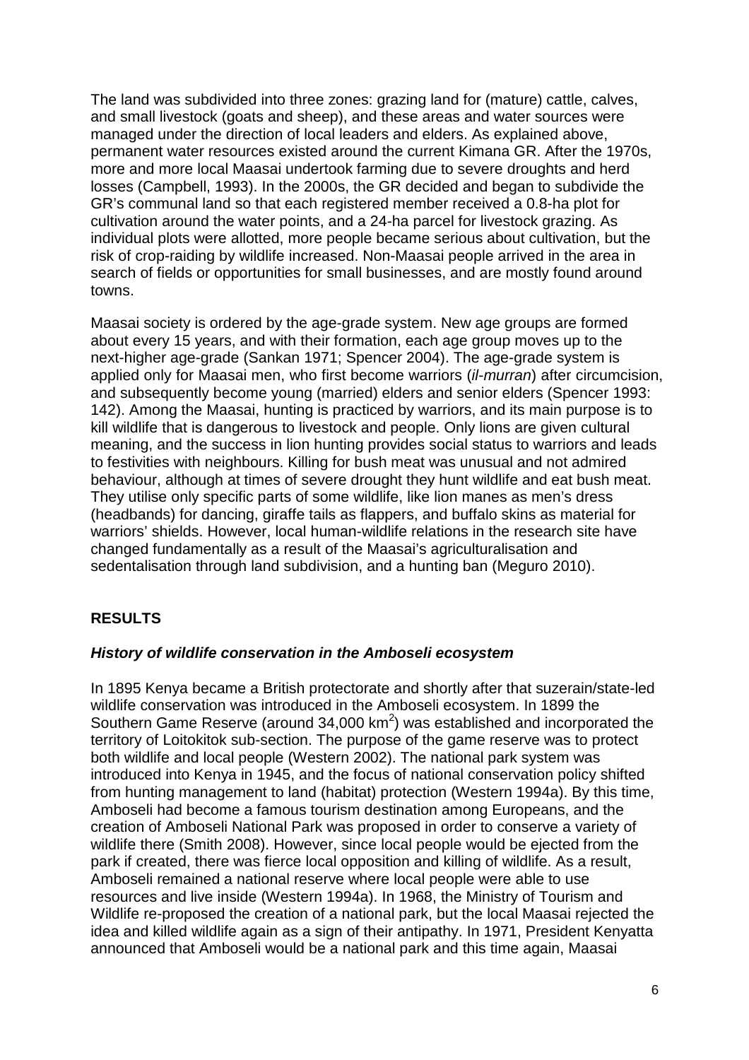The land was subdivided into three zones: grazing land for (mature) cattle, calves, and small livestock (goats and sheep), and these areas and water sources were managed under the direction of local leaders and elders. As explained above, permanent water resources existed around the current Kimana GR. After the 1970s, more and more local Maasai undertook farming due to severe droughts and herd losses (Campbell, 1993). In the 2000s, the GR decided and began to subdivide the GR's communal land so that each registered member received a 0.8-ha plot for cultivation around the water points, and a 24-ha parcel for livestock grazing. As individual plots were allotted, more people became serious about cultivation, but the risk of crop-raiding by wildlife increased. Non-Maasai people arrived in the area in search of fields or opportunities for small businesses, and are mostly found around towns.

Maasai society is ordered by the age-grade system. New age groups are formed about every 15 years, and with their formation, each age group moves up to the next-higher age-grade (Sankan 1971; Spencer 2004). The age-grade system is applied only for Maasai men, who first become warriors (*il-murran*) after circumcision, and subsequently become young (married) elders and senior elders (Spencer 1993: 142). Among the Maasai, hunting is practiced by warriors, and its main purpose is to kill wildlife that is dangerous to livestock and people. Only lions are given cultural meaning, and the success in lion hunting provides social status to warriors and leads to festivities with neighbours. Killing for bush meat was unusual and not admired behaviour, although at times of severe drought they hunt wildlife and eat bush meat. They utilise only specific parts of some wildlife, like lion manes as men's dress (headbands) for dancing, giraffe tails as flappers, and buffalo skins as material for warriors' shields. However, local human-wildlife relations in the research site have changed fundamentally as a result of the Maasai's agriculturalisation and sedentalisation through land subdivision, and a hunting ban (Meguro 2010).

## RESULTS

### *History of wildlife conservation in the Amboseli ecosystem*

In 1895 Kenya became a British protectorate and shortly after that suzerain/state-led wildlife conservation was introduced in the Amboseli ecosystem. In 1899 the Southern Game Reserve (around 34,000 km$^2$) was established and incorporated the territory of Loitokitok sub-section. The purpose of the game reserve was to protect both wildlife and local people (Western 2002). The national park system was introduced into Kenya in 1945, and the focus of national conservation policy shifted from hunting management to land (habitat) protection (Western 1994a). By this time, Amboseli had become a famous tourism destination among Europeans, and the creation of Amboseli National Park was proposed in order to conserve a variety of wildlife there (Smith 2008). However, since local people would be ejected from the park if created, there was fierce local opposition and killing of wildlife. As a result, Amboseli remained a national reserve where local people were able to use resources and live inside (Western 1994a). In 1968, the Ministry of Tourism and Wildlife re-proposed the creation of a national park, but the local Maasai rejected the idea and killed wildlife again as a sign of their antipathy. In 1971, President Kenyatta announced that Amboseli would be a national park and this time again, Maasai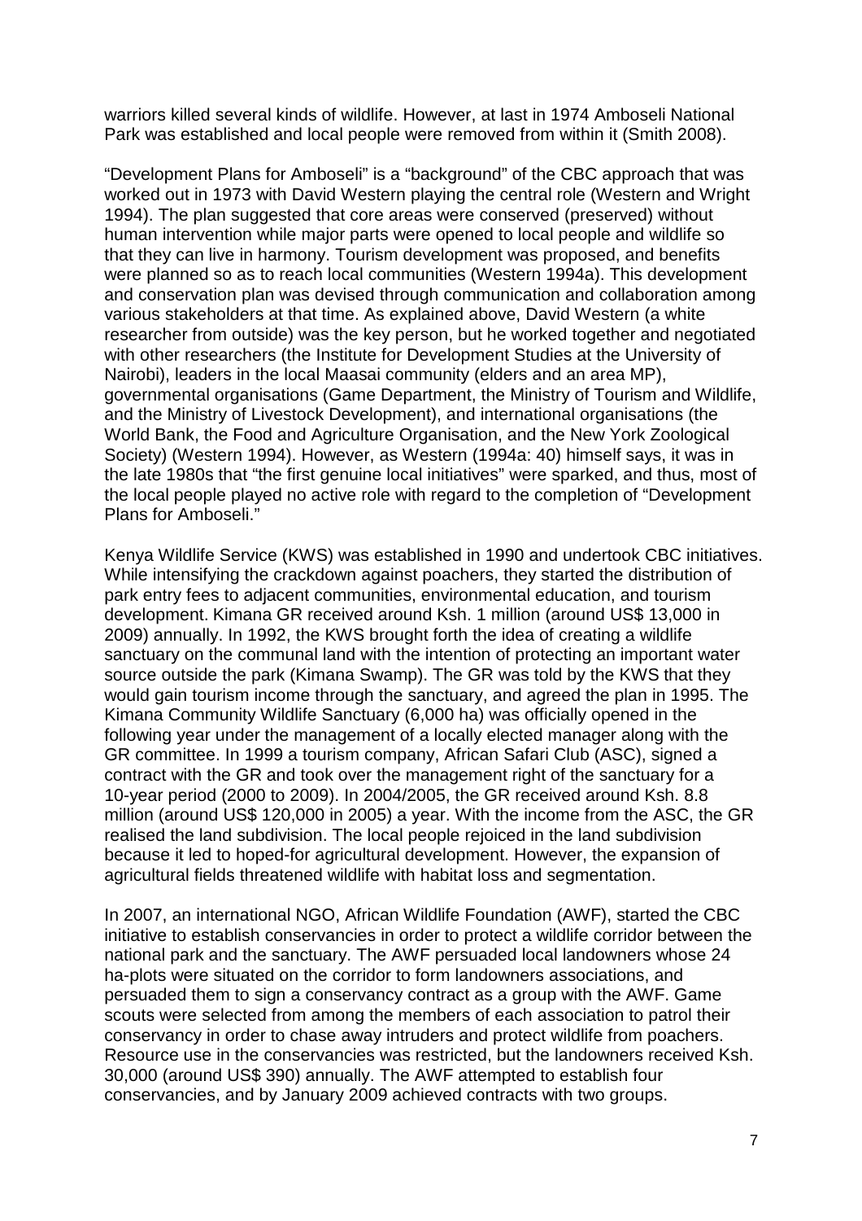warriors killed several kinds of wildlife. However, at last in 1974 Amboseli National Park was established and local people were removed from within it (Smith 2008).

"Development Plans for Amboseli" is a "background" of the CBC approach that was worked out in 1973 with David Western playing the central role (Western and Wright 1994). The plan suggested that core areas were conserved (preserved) without human intervention while major parts were opened to local people and wildlife so that they can live in harmony. Tourism development was proposed, and benefits were planned so as to reach local communities (Western 1994a). This development and conservation plan was devised through communication and collaboration among various stakeholders at that time. As explained above, David Western (a white researcher from outside) was the key person, but he worked together and negotiated with other researchers (the Institute for Development Studies at the University of Nairobi), leaders in the local Maasai community (elders and an area MP), governmental organisations (Game Department, the Ministry of Tourism and Wildlife, and the Ministry of Livestock Development), and international organisations (the World Bank, the Food and Agriculture Organisation, and the New York Zoological Society) (Western 1994). However, as Western (1994a: 40) himself says, it was in the late 1980s that "the first genuine local initiatives" were sparked, and thus, most of the local people played no active role with regard to the completion of "Development Plans for Amboseli."

Kenya Wildlife Service (KWS) was established in 1990 and undertook CBC initiatives. While intensifying the crackdown against poachers, they started the distribution of park entry fees to adjacent communities, environmental education, and tourism development. Kimana GR received around Ksh. 1 million (around US$ 13,000 in 2009) annually. In 1992, the KWS brought forth the idea of creating a wildlife sanctuary on the communal land with the intention of protecting an important water source outside the park (Kimana Swamp). The GR was told by the KWS that they would gain tourism income through the sanctuary, and agreed the plan in 1995. The Kimana Community Wildlife Sanctuary (6,000 ha) was officially opened in the following year under the management of a locally elected manager along with the GR committee. In 1999 a tourism company, African Safari Club (ASC), signed a contract with the GR and took over the management right of the sanctuary for a 10-year period (2000 to 2009). In 2004/2005, the GR received around Ksh. 8.8 million (around US$ 120,000 in 2005) a year. With the income from the ASC, the GR realised the land subdivision. The local people rejoiced in the land subdivision because it led to hoped-for agricultural development. However, the expansion of agricultural fields threatened wildlife with habitat loss and segmentation.

In 2007, an international NGO, African Wildlife Foundation (AWF), started the CBC initiative to establish conservancies in order to protect a wildlife corridor between the national park and the sanctuary. The AWF persuaded local landowners whose 24 ha-plots were situated on the corridor to form landowners associations, and persuaded them to sign a conservancy contract as a group with the AWF. Game scouts were selected from among the members of each association to patrol their conservancy in order to chase away intruders and protect wildlife from poachers. Resource use in the conservancies was restricted, but the landowners received Ksh. 30,000 (around US$ 390) annually. The AWF attempted to establish four conservancies, and by January 2009 achieved contracts with two groups.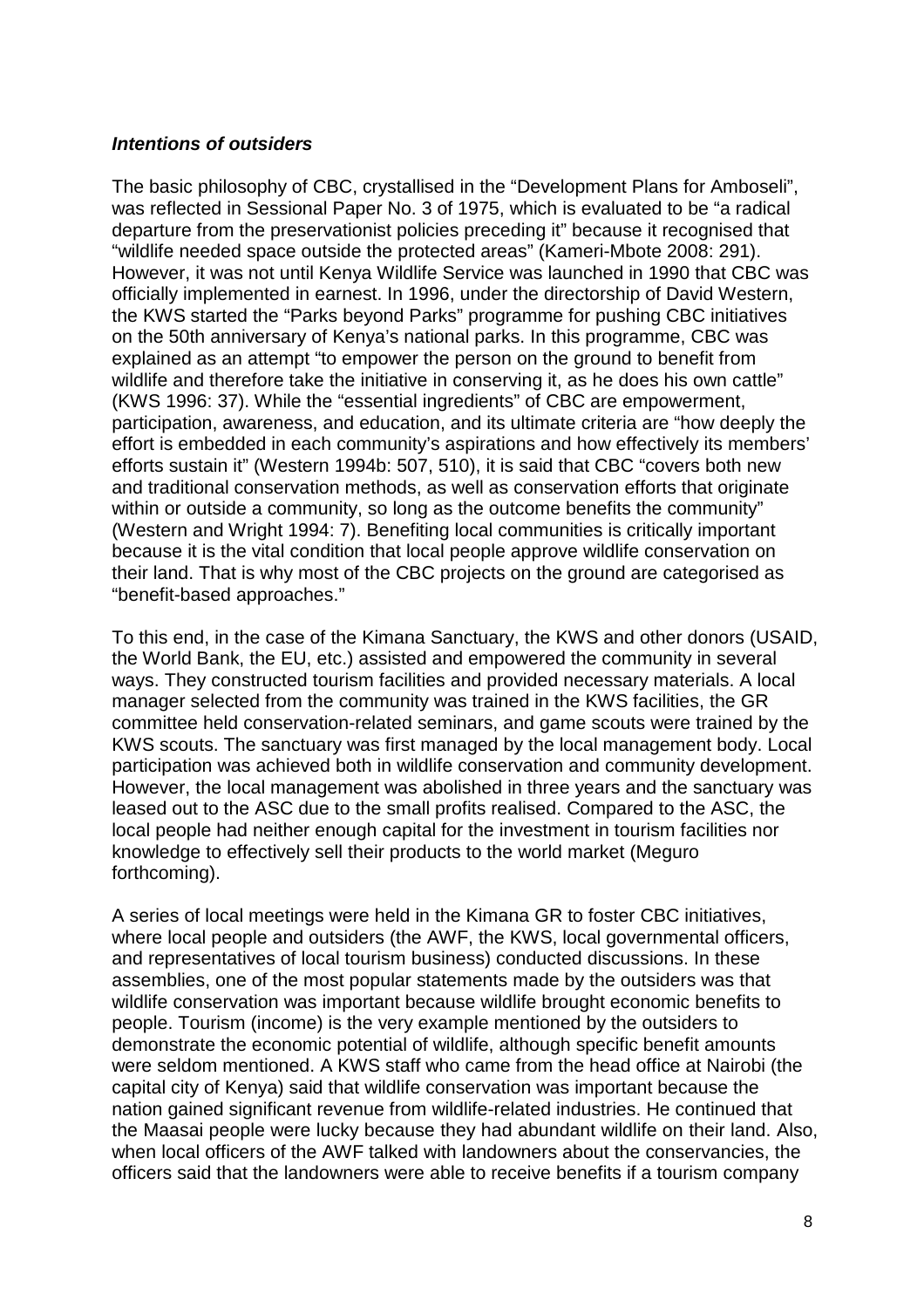### ***Intentions of outsiders***

The basic philosophy of CBC, crystallised in the "Development Plans for Amboseli", was reflected in Sessional Paper No. 3 of 1975, which is evaluated to be "a radical departure from the preservationist policies preceding it" because it recognised that "wildlife needed space outside the protected areas" (Kameri-Mbote 2008: 291). However, it was not until Kenya Wildlife Service was launched in 1990 that CBC was officially implemented in earnest. In 1996, under the directorship of David Western, the KWS started the "Parks beyond Parks" programme for pushing CBC initiatives on the 50th anniversary of Kenya's national parks. In this programme, CBC was explained as an attempt "to empower the person on the ground to benefit from wildlife and therefore take the initiative in conserving it, as he does his own cattle" (KWS 1996: 37). While the "essential ingredients" of CBC are empowerment, participation, awareness, and education, and its ultimate criteria are "how deeply the effort is embedded in each community's aspirations and how effectively its members' efforts sustain it" (Western 1994b: 507, 510), it is said that CBC "covers both new and traditional conservation methods, as well as conservation efforts that originate within or outside a community, so long as the outcome benefits the community" (Western and Wright 1994: 7). Benefiting local communities is critically important because it is the vital condition that local people approve wildlife conservation on their land. That is why most of the CBC projects on the ground are categorised as "benefit-based approaches."

To this end, in the case of the Kimana Sanctuary, the KWS and other donors (USAID, the World Bank, the EU, etc.) assisted and empowered the community in several ways. They constructed tourism facilities and provided necessary materials. A local manager selected from the community was trained in the KWS facilities, the GR committee held conservation-related seminars, and game scouts were trained by the KWS scouts. The sanctuary was first managed by the local management body. Local participation was achieved both in wildlife conservation and community development. However, the local management was abolished in three years and the sanctuary was leased out to the ASC due to the small profits realised. Compared to the ASC, the local people had neither enough capital for the investment in tourism facilities nor knowledge to effectively sell their products to the world market (Meguro forthcoming).

A series of local meetings were held in the Kimana GR to foster CBC initiatives, where local people and outsiders (the AWF, the KWS, local governmental officers, and representatives of local tourism business) conducted discussions. In these assemblies, one of the most popular statements made by the outsiders was that wildlife conservation was important because wildlife brought economic benefits to people. Tourism (income) is the very example mentioned by the outsiders to demonstrate the economic potential of wildlife, although specific benefit amounts were seldom mentioned. A KWS staff who came from the head office at Nairobi (the capital city of Kenya) said that wildlife conservation was important because the nation gained significant revenue from wildlife-related industries. He continued that the Maasai people were lucky because they had abundant wildlife on their land. Also, when local officers of the AWF talked with landowners about the conservancies, the officers said that the landowners were able to receive benefits if a tourism company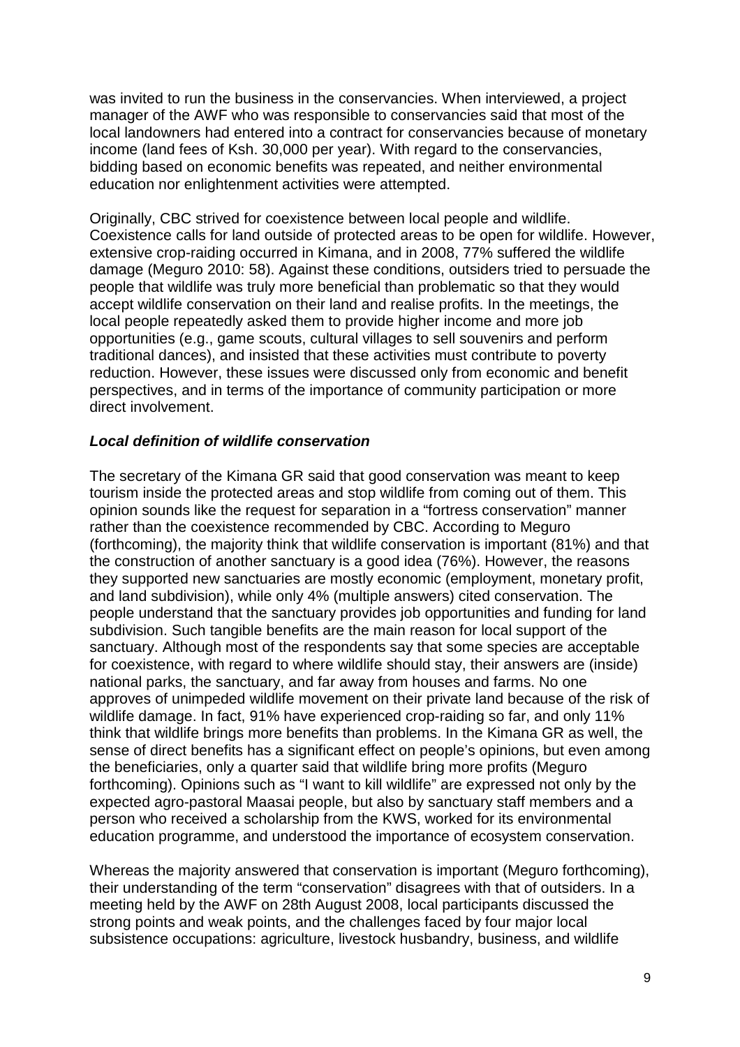was invited to run the business in the conservancies. When interviewed, a project manager of the AWF who was responsible to conservancies said that most of the local landowners had entered into a contract for conservancies because of monetary income (land fees of Ksh. 30,000 per year). With regard to the conservancies, bidding based on economic benefits was repeated, and neither environmental education nor enlightenment activities were attempted.

Originally, CBC strived for coexistence between local people and wildlife. Coexistence calls for land outside of protected areas to be open for wildlife. However, extensive crop-raiding occurred in Kimana, and in 2008, 77% suffered the wildlife damage (Meguro 2010: 58). Against these conditions, outsiders tried to persuade the people that wildlife was truly more beneficial than problematic so that they would accept wildlife conservation on their land and realise profits. In the meetings, the local people repeatedly asked them to provide higher income and more job opportunities (e.g., game scouts, cultural villages to sell souvenirs and perform traditional dances), and insisted that these activities must contribute to poverty reduction. However, these issues were discussed only from economic and benefit perspectives, and in terms of the importance of community participation or more direct involvement.

### *Local definition of wildlife conservation*

The secretary of the Kimana GR said that good conservation was meant to keep tourism inside the protected areas and stop wildlife from coming out of them. This opinion sounds like the request for separation in a "fortress conservation" manner rather than the coexistence recommended by CBC. According to Meguro (forthcoming), the majority think that wildlife conservation is important (81%) and that the construction of another sanctuary is a good idea (76%). However, the reasons they supported new sanctuaries are mostly economic (employment, monetary profit, and land subdivision), while only 4% (multiple answers) cited conservation. The people understand that the sanctuary provides job opportunities and funding for land subdivision. Such tangible benefits are the main reason for local support of the sanctuary. Although most of the respondents say that some species are acceptable for coexistence, with regard to where wildlife should stay, their answers are (inside) national parks, the sanctuary, and far away from houses and farms. No one approves of unimpeded wildlife movement on their private land because of the risk of wildlife damage. In fact, 91% have experienced crop-raiding so far, and only 11% think that wildlife brings more benefits than problems. In the Kimana GR as well, the sense of direct benefits has a significant effect on people's opinions, but even among the beneficiaries, only a quarter said that wildlife bring more profits (Meguro forthcoming). Opinions such as "I want to kill wildlife" are expressed not only by the expected agro-pastoral Maasai people, but also by sanctuary staff members and a person who received a scholarship from the KWS, worked for its environmental education programme, and understood the importance of ecosystem conservation.

Whereas the majority answered that conservation is important (Meguro forthcoming), their understanding of the term "conservation" disagrees with that of outsiders. In a meeting held by the AWF on 28th August 2008, local participants discussed the strong points and weak points, and the challenges faced by four major local subsistence occupations: agriculture, livestock husbandry, business, and wildlife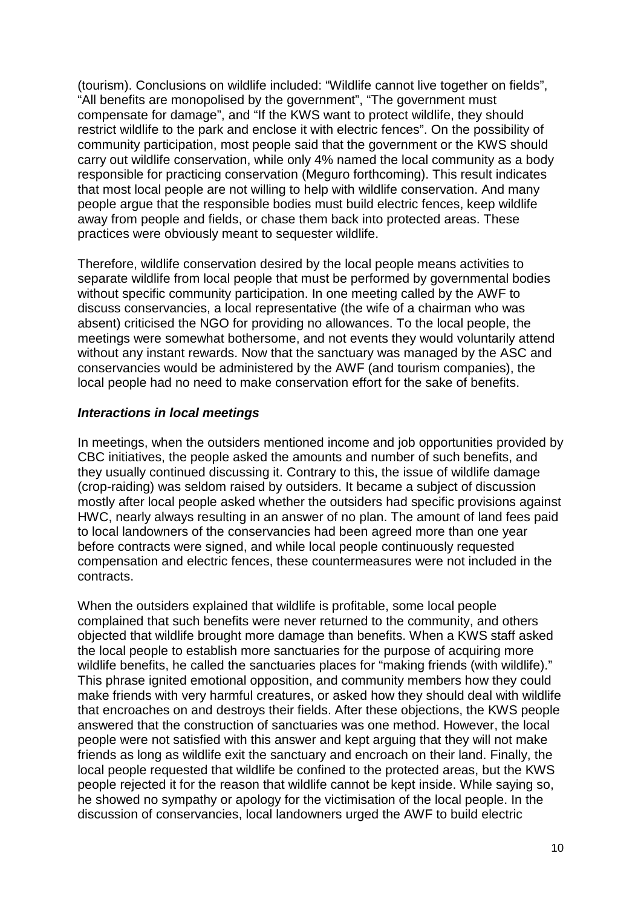(tourism). Conclusions on wildlife included: "Wildlife cannot live together on fields", "All benefits are monopolised by the government", "The government must compensate for damage", and "If the KWS want to protect wildlife, they should restrict wildlife to the park and enclose it with electric fences". On the possibility of community participation, most people said that the government or the KWS should carry out wildlife conservation, while only 4% named the local community as a body responsible for practicing conservation (Meguro forthcoming). This result indicates that most local people are not willing to help with wildlife conservation. And many people argue that the responsible bodies must build electric fences, keep wildlife away from people and fields, or chase them back into protected areas. These practices were obviously meant to sequester wildlife.

Therefore, wildlife conservation desired by the local people means activities to separate wildlife from local people that must be performed by governmental bodies without specific community participation. In one meeting called by the AWF to discuss conservancies, a local representative (the wife of a chairman who was absent) criticised the NGO for providing no allowances. To the local people, the meetings were somewhat bothersome, and not events they would voluntarily attend without any instant rewards. Now that the sanctuary was managed by the ASC and conservancies would be administered by the AWF (and tourism companies), the local people had no need to make conservation effort for the sake of benefits.

### *Interactions in local meetings*

In meetings, when the outsiders mentioned income and job opportunities provided by CBC initiatives, the people asked the amounts and number of such benefits, and they usually continued discussing it. Contrary to this, the issue of wildlife damage (crop-raiding) was seldom raised by outsiders. It became a subject of discussion mostly after local people asked whether the outsiders had specific provisions against HWC, nearly always resulting in an answer of no plan. The amount of land fees paid to local landowners of the conservancies had been agreed more than one year before contracts were signed, and while local people continuously requested compensation and electric fences, these countermeasures were not included in the contracts.

When the outsiders explained that wildlife is profitable, some local people complained that such benefits were never returned to the community, and others objected that wildlife brought more damage than benefits. When a KWS staff asked the local people to establish more sanctuaries for the purpose of acquiring more wildlife benefits, he called the sanctuaries places for "making friends (with wildlife)." This phrase ignited emotional opposition, and community members how they could make friends with very harmful creatures, or asked how they should deal with wildlife that encroaches on and destroys their fields. After these objections, the KWS people answered that the construction of sanctuaries was one method. However, the local people were not satisfied with this answer and kept arguing that they will not make friends as long as wildlife exit the sanctuary and encroach on their land. Finally, the local people requested that wildlife be confined to the protected areas, but the KWS people rejected it for the reason that wildlife cannot be kept inside. While saying so, he showed no sympathy or apology for the victimisation of the local people. In the discussion of conservancies, local landowners urged the AWF to build electric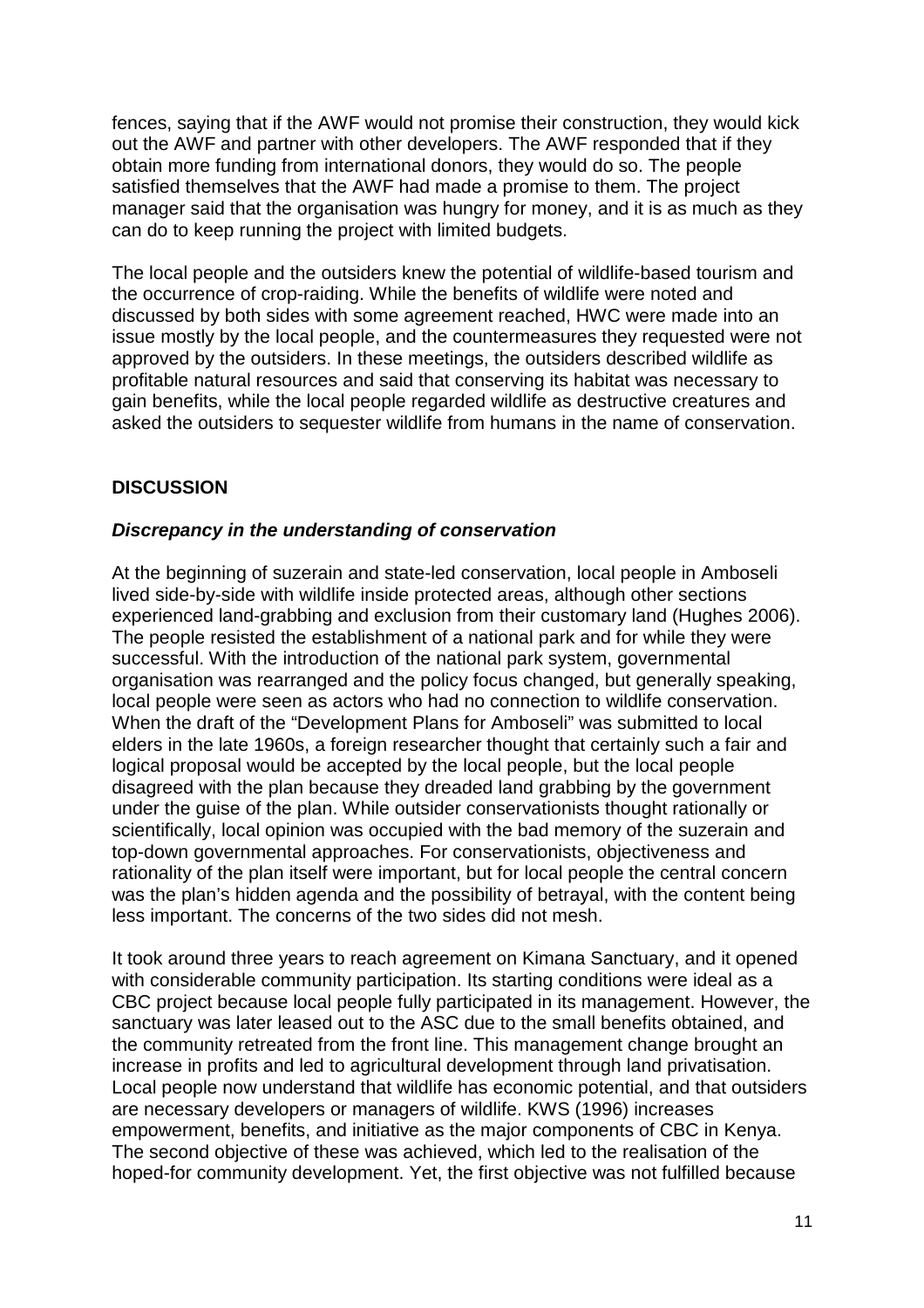fences, saying that if the AWF would not promise their construction, they would kick out the AWF and partner with other developers. The AWF responded that if they obtain more funding from international donors, they would do so. The people satisfied themselves that the AWF had made a promise to them. The project manager said that the organisation was hungry for money, and it is as much as they can do to keep running the project with limited budgets.

The local people and the outsiders knew the potential of wildlife-based tourism and the occurrence of crop-raiding. While the benefits of wildlife were noted and discussed by both sides with some agreement reached, HWC were made into an issue mostly by the local people, and the countermeasures they requested were not approved by the outsiders. In these meetings, the outsiders described wildlife as profitable natural resources and said that conserving its habitat was necessary to gain benefits, while the local people regarded wildlife as destructive creatures and asked the outsiders to sequester wildlife from humans in the name of conservation.

## DISCUSSION

### *Discrepancy in the understanding of conservation*

At the beginning of suzerain and state-led conservation, local people in Amboseli lived side-by-side with wildlife inside protected areas, although other sections experienced land-grabbing and exclusion from their customary land (Hughes 2006). The people resisted the establishment of a national park and for while they were successful. With the introduction of the national park system, governmental organisation was rearranged and the policy focus changed, but generally speaking, local people were seen as actors who had no connection to wildlife conservation. When the draft of the "Development Plans for Amboseli" was submitted to local elders in the late 1960s, a foreign researcher thought that certainly such a fair and logical proposal would be accepted by the local people, but the local people disagreed with the plan because they dreaded land grabbing by the government under the guise of the plan. While outsider conservationists thought rationally or scientifically, local opinion was occupied with the bad memory of the suzerain and top-down governmental approaches. For conservationists, objectiveness and rationality of the plan itself were important, but for local people the central concern was the plan's hidden agenda and the possibility of betrayal, with the content being less important. The concerns of the two sides did not mesh.

It took around three years to reach agreement on Kimana Sanctuary, and it opened with considerable community participation. Its starting conditions were ideal as a CBC project because local people fully participated in its management. However, the sanctuary was later leased out to the ASC due to the small benefits obtained, and the community retreated from the front line. This management change brought an increase in profits and led to agricultural development through land privatisation. Local people now understand that wildlife has economic potential, and that outsiders are necessary developers or managers of wildlife. KWS (1996) increases empowerment, benefits, and initiative as the major components of CBC in Kenya. The second objective of these was achieved, which led to the realisation of the hoped-for community development. Yet, the first objective was not fulfilled because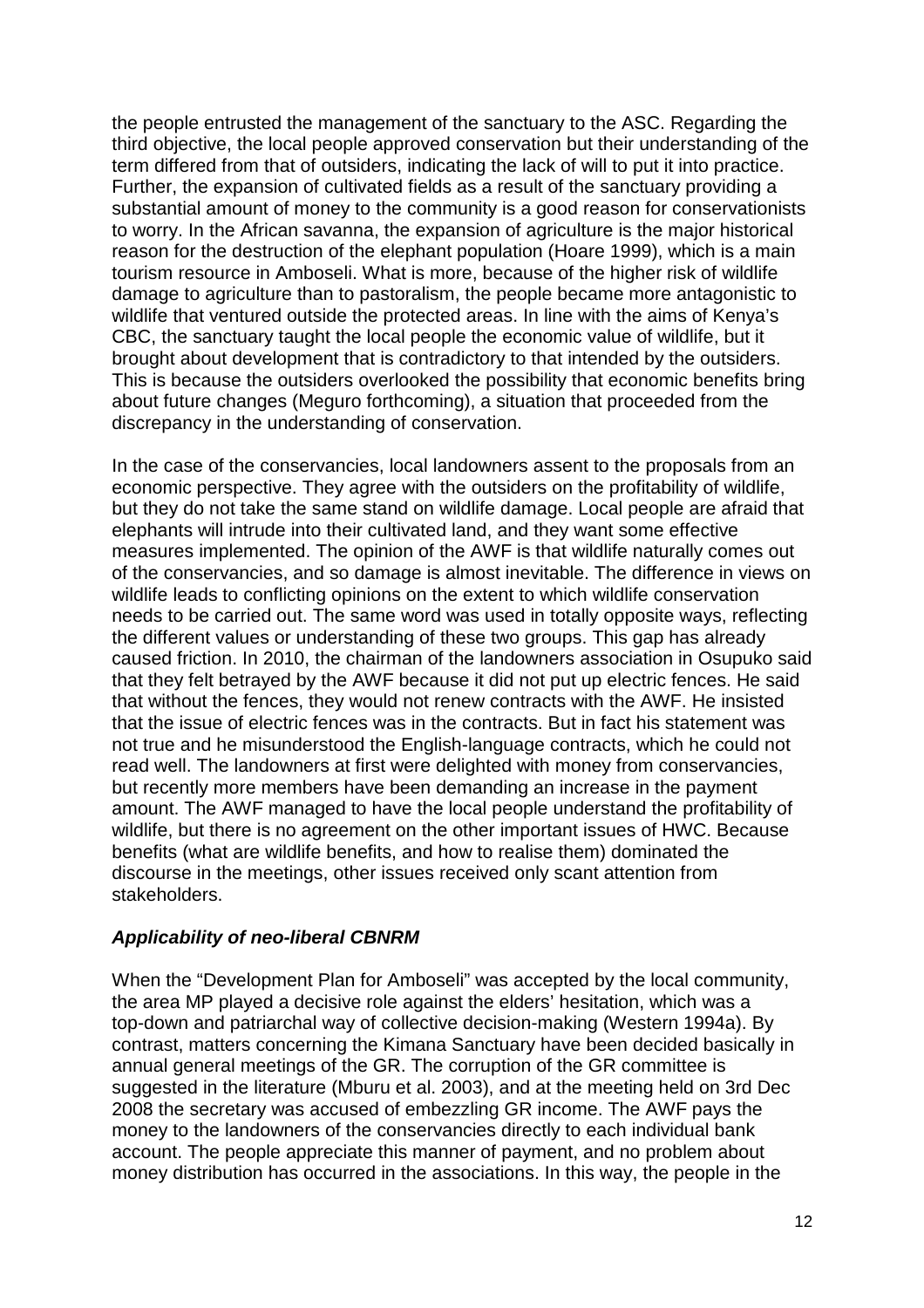the people entrusted the management of the sanctuary to the ASC. Regarding the third objective, the local people approved conservation but their understanding of the term differed from that of outsiders, indicating the lack of will to put it into practice. Further, the expansion of cultivated fields as a result of the sanctuary providing a substantial amount of money to the community is a good reason for conservationists to worry. In the African savanna, the expansion of agriculture is the major historical reason for the destruction of the elephant population (Hoare 1999), which is a main tourism resource in Amboseli. What is more, because of the higher risk of wildlife damage to agriculture than to pastoralism, the people became more antagonistic to wildlife that ventured outside the protected areas. In line with the aims of Kenya's CBC, the sanctuary taught the local people the economic value of wildlife, but it brought about development that is contradictory to that intended by the outsiders. This is because the outsiders overlooked the possibility that economic benefits bring about future changes (Meguro forthcoming), a situation that proceeded from the discrepancy in the understanding of conservation.

In the case of the conservancies, local landowners assent to the proposals from an economic perspective. They agree with the outsiders on the profitability of wildlife, but they do not take the same stand on wildlife damage. Local people are afraid that elephants will intrude into their cultivated land, and they want some effective measures implemented. The opinion of the AWF is that wildlife naturally comes out of the conservancies, and so damage is almost inevitable. The difference in views on wildlife leads to conflicting opinions on the extent to which wildlife conservation needs to be carried out. The same word was used in totally opposite ways, reflecting the different values or understanding of these two groups. This gap has already caused friction. In 2010, the chairman of the landowners association in Osupuko said that they felt betrayed by the AWF because it did not put up electric fences. He said that without the fences, they would not renew contracts with the AWF. He insisted that the issue of electric fences was in the contracts. But in fact his statement was not true and he misunderstood the English-language contracts, which he could not read well. The landowners at first were delighted with money from conservancies, but recently more members have been demanding an increase in the payment amount. The AWF managed to have the local people understand the profitability of wildlife, but there is no agreement on the other important issues of HWC. Because benefits (what are wildlife benefits, and how to realise them) dominated the discourse in the meetings, other issues received only scant attention from stakeholders.

### *Applicability of neo-liberal CBNRM*

When the "Development Plan for Amboseli" was accepted by the local community, the area MP played a decisive role against the elders' hesitation, which was a top-down and patriarchal way of collective decision-making (Western 1994a). By contrast, matters concerning the Kimana Sanctuary have been decided basically in annual general meetings of the GR. The corruption of the GR committee is suggested in the literature (Mburu et al. 2003), and at the meeting held on 3rd Dec 2008 the secretary was accused of embezzling GR income. The AWF pays the money to the landowners of the conservancies directly to each individual bank account. The people appreciate this manner of payment, and no problem about money distribution has occurred in the associations. In this way, the people in the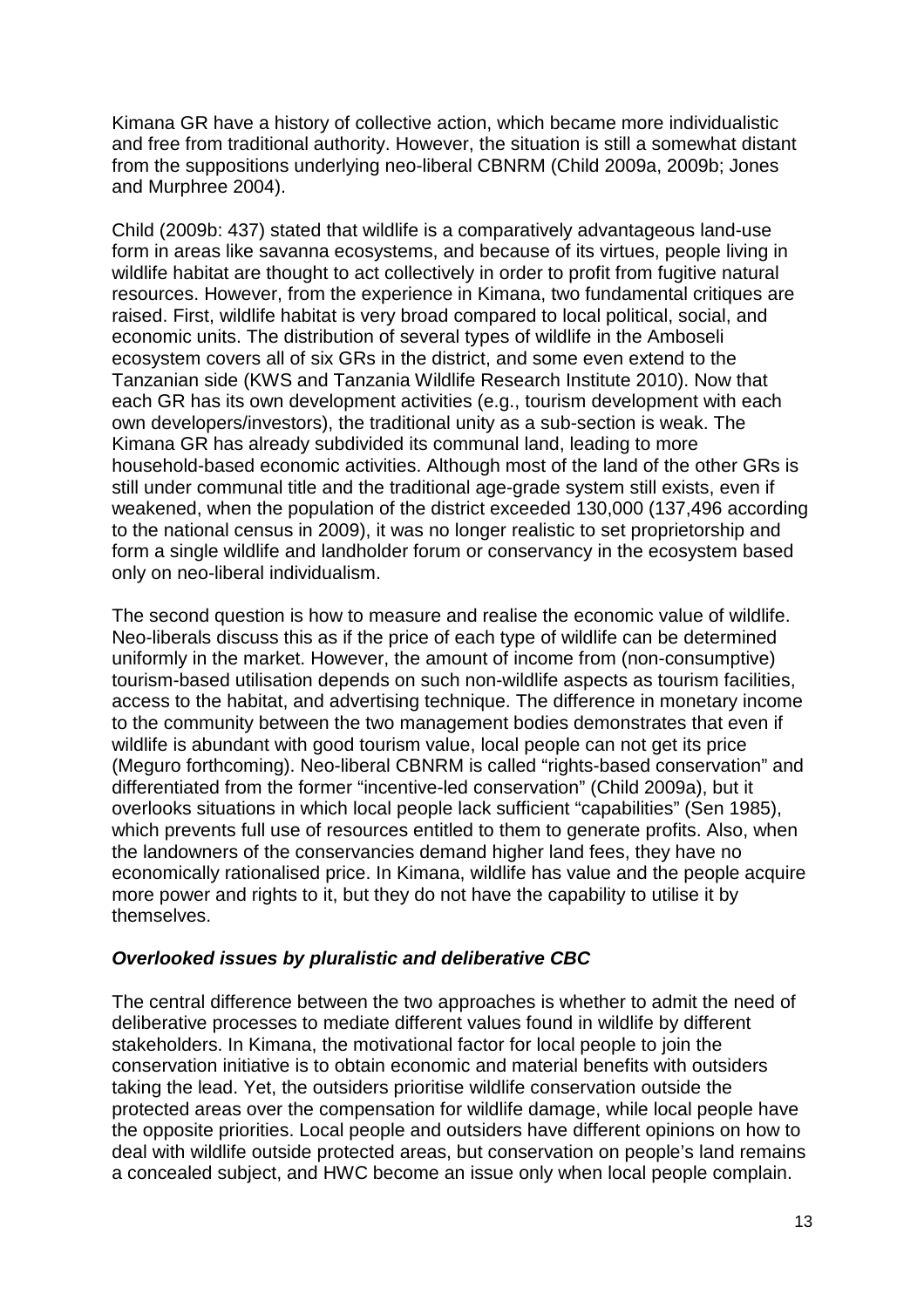Kimana GR have a history of collective action, which became more individualistic and free from traditional authority. However, the situation is still a somewhat distant from the suppositions underlying neo-liberal CBNRM (Child 2009a, 2009b; Jones and Murphree 2004).

Child (2009b: 437) stated that wildlife is a comparatively advantageous land-use form in areas like savanna ecosystems, and because of its virtues, people living in wildlife habitat are thought to act collectively in order to profit from fugitive natural resources. However, from the experience in Kimana, two fundamental critiques are raised. First, wildlife habitat is very broad compared to local political, social, and economic units. The distribution of several types of wildlife in the Amboseli ecosystem covers all of six GRs in the district, and some even extend to the Tanzanian side (KWS and Tanzania Wildlife Research Institute 2010). Now that each GR has its own development activities (e.g., tourism development with each own developers/investors), the traditional unity as a sub-section is weak. The Kimana GR has already subdivided its communal land, leading to more household-based economic activities. Although most of the land of the other GRs is still under communal title and the traditional age-grade system still exists, even if weakened, when the population of the district exceeded 130,000 (137,496 according to the national census in 2009), it was no longer realistic to set proprietorship and form a single wildlife and landholder forum or conservancy in the ecosystem based only on neo-liberal individualism.

The second question is how to measure and realise the economic value of wildlife. Neo-liberals discuss this as if the price of each type of wildlife can be determined uniformly in the market. However, the amount of income from (non-consumptive) tourism-based utilisation depends on such non-wildlife aspects as tourism facilities, access to the habitat, and advertising technique. The difference in monetary income to the community between the two management bodies demonstrates that even if wildlife is abundant with good tourism value, local people can not get its price (Meguro forthcoming). Neo-liberal CBNRM is called "rights-based conservation" and differentiated from the former "incentive-led conservation" (Child 2009a), but it overlooks situations in which local people lack sufficient "capabilities" (Sen 1985), which prevents full use of resources entitled to them to generate profits. Also, when the landowners of the conservancies demand higher land fees, they have no economically rationalised price. In Kimana, wildlife has value and the people acquire more power and rights to it, but they do not have the capability to utilise it by themselves.

### ***Overlooked issues by pluralistic and deliberative CBC***

The central difference between the two approaches is whether to admit the need of deliberative processes to mediate different values found in wildlife by different stakeholders. In Kimana, the motivational factor for local people to join the conservation initiative is to obtain economic and material benefits with outsiders taking the lead. Yet, the outsiders prioritise wildlife conservation outside the protected areas over the compensation for wildlife damage, while local people have the opposite priorities. Local people and outsiders have different opinions on how to deal with wildlife outside protected areas, but conservation on people's land remains a concealed subject, and HWC become an issue only when local people complain.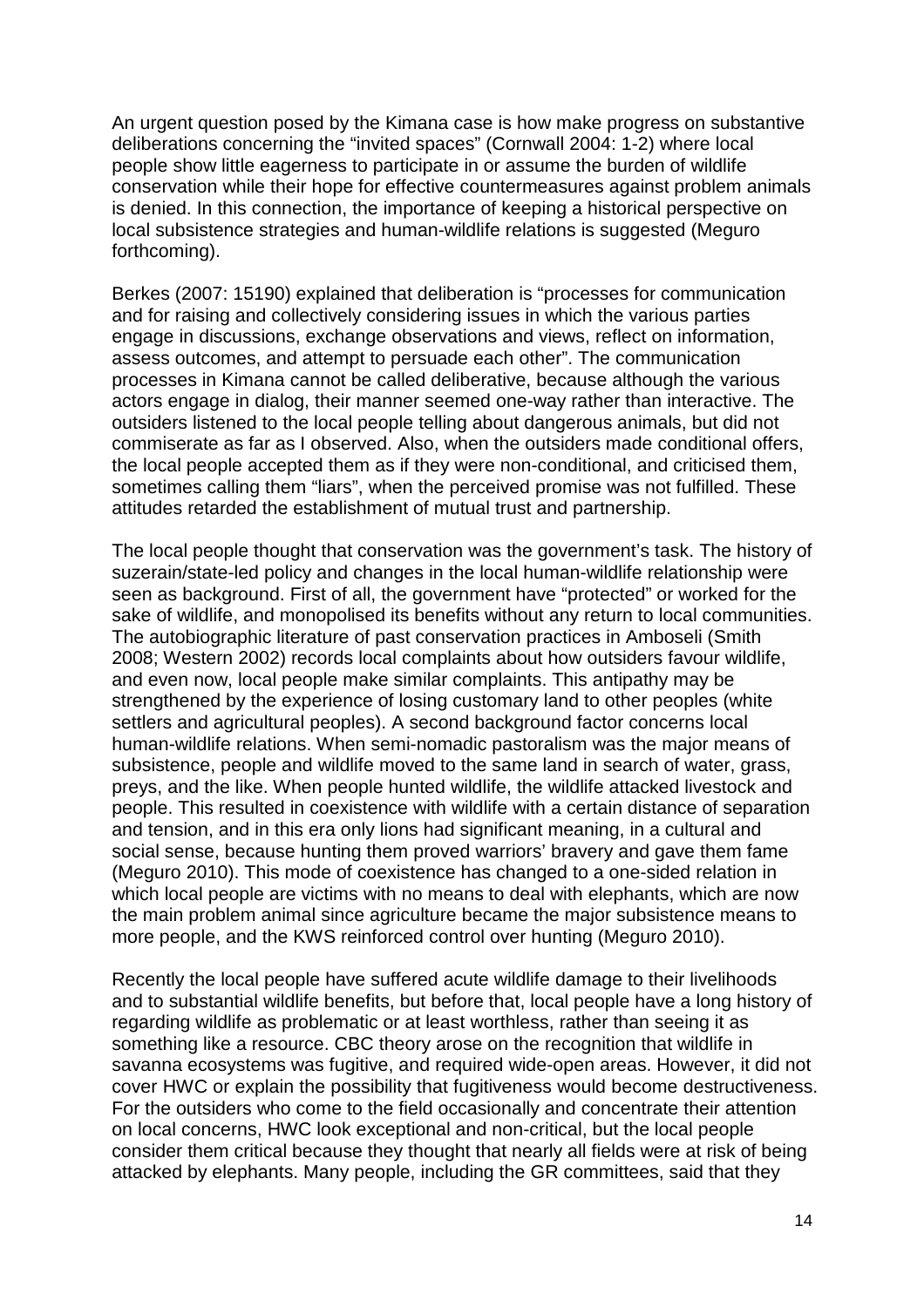An urgent question posed by the Kimana case is how make progress on substantive deliberations concerning the "invited spaces" (Cornwall 2004: 1-2) where local people show little eagerness to participate in or assume the burden of wildlife conservation while their hope for effective countermeasures against problem animals is denied. In this connection, the importance of keeping a historical perspective on local subsistence strategies and human-wildlife relations is suggested (Meguro forthcoming).

Berkes (2007: 15190) explained that deliberation is "processes for communication and for raising and collectively considering issues in which the various parties engage in discussions, exchange observations and views, reflect on information, assess outcomes, and attempt to persuade each other". The communication processes in Kimana cannot be called deliberative, because although the various actors engage in dialog, their manner seemed one-way rather than interactive. The outsiders listened to the local people telling about dangerous animals, but did not commiserate as far as I observed. Also, when the outsiders made conditional offers, the local people accepted them as if they were non-conditional, and criticised them, sometimes calling them "liars", when the perceived promise was not fulfilled. These attitudes retarded the establishment of mutual trust and partnership.

The local people thought that conservation was the government's task. The history of suzerain/state-led policy and changes in the local human-wildlife relationship were seen as background. First of all, the government have "protected" or worked for the sake of wildlife, and monopolised its benefits without any return to local communities. The autobiographic literature of past conservation practices in Amboseli (Smith 2008; Western 2002) records local complaints about how outsiders favour wildlife, and even now, local people make similar complaints. This antipathy may be strengthened by the experience of losing customary land to other peoples (white settlers and agricultural peoples). A second background factor concerns local human-wildlife relations. When semi-nomadic pastoralism was the major means of subsistence, people and wildlife moved to the same land in search of water, grass, preys, and the like. When people hunted wildlife, the wildlife attacked livestock and people. This resulted in coexistence with wildlife with a certain distance of separation and tension, and in this era only lions had significant meaning, in a cultural and social sense, because hunting them proved warriors' bravery and gave them fame (Meguro 2010). This mode of coexistence has changed to a one-sided relation in which local people are victims with no means to deal with elephants, which are now the main problem animal since agriculture became the major subsistence means to more people, and the KWS reinforced control over hunting (Meguro 2010).

Recently the local people have suffered acute wildlife damage to their livelihoods and to substantial wildlife benefits, but before that, local people have a long history of regarding wildlife as problematic or at least worthless, rather than seeing it as something like a resource. CBC theory arose on the recognition that wildlife in savanna ecosystems was fugitive, and required wide-open areas. However, it did not cover HWC or explain the possibility that fugitiveness would become destructiveness. For the outsiders who come to the field occasionally and concentrate their attention on local concerns, HWC look exceptional and non-critical, but the local people consider them critical because they thought that nearly all fields were at risk of being attacked by elephants. Many people, including the GR committees, said that they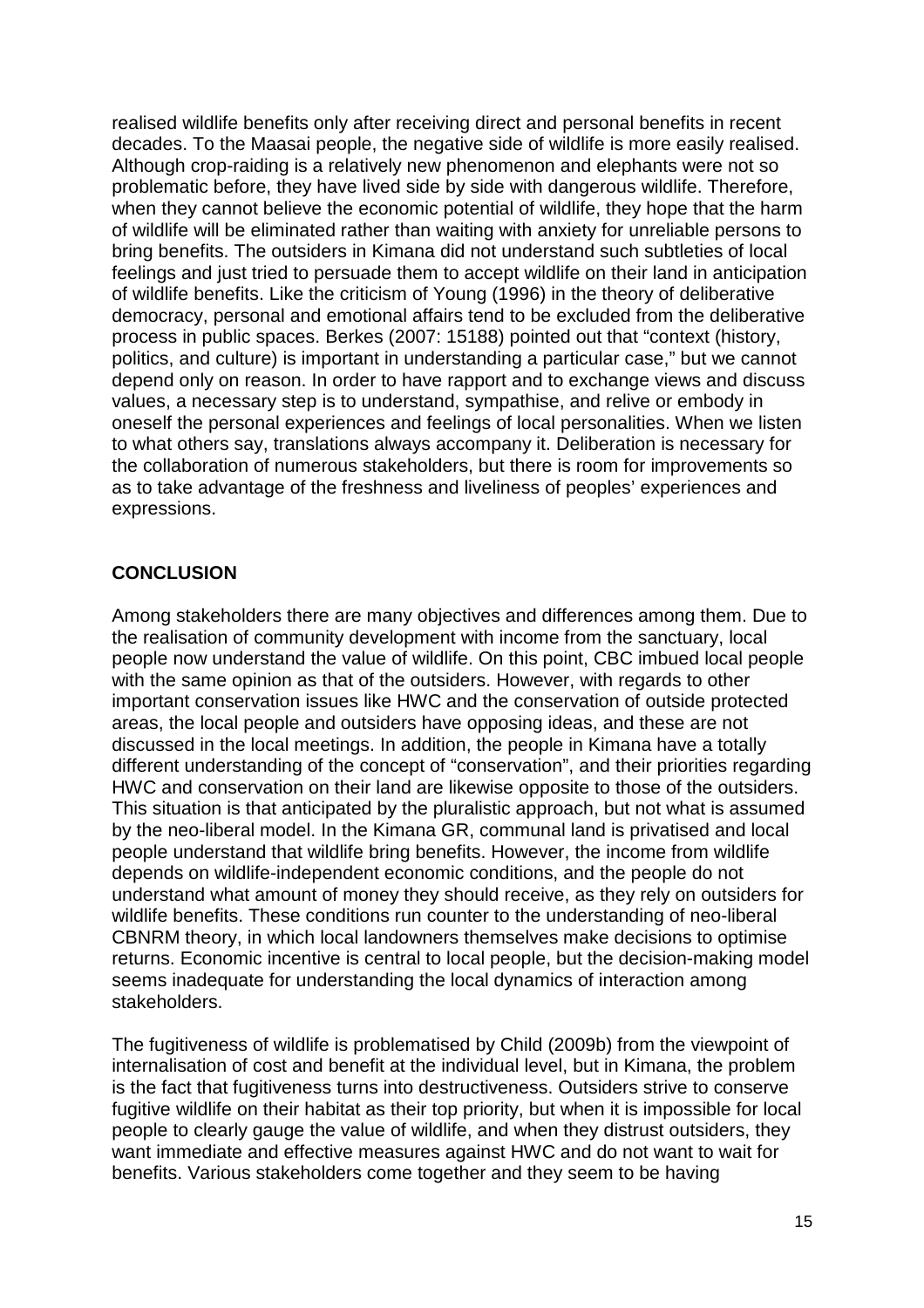realised wildlife benefits only after receiving direct and personal benefits in recent decades. To the Maasai people, the negative side of wildlife is more easily realised. Although crop-raiding is a relatively new phenomenon and elephants were not so problematic before, they have lived side by side with dangerous wildlife. Therefore, when they cannot believe the economic potential of wildlife, they hope that the harm of wildlife will be eliminated rather than waiting with anxiety for unreliable persons to bring benefits. The outsiders in Kimana did not understand such subtleties of local feelings and just tried to persuade them to accept wildlife on their land in anticipation of wildlife benefits. Like the criticism of Young (1996) in the theory of deliberative democracy, personal and emotional affairs tend to be excluded from the deliberative process in public spaces. Berkes (2007: 15188) pointed out that "context (history, politics, and culture) is important in understanding a particular case," but we cannot depend only on reason. In order to have rapport and to exchange views and discuss values, a necessary step is to understand, sympathise, and relive or embody in oneself the personal experiences and feelings of local personalities. When we listen to what others say, translations always accompany it. Deliberation is necessary for the collaboration of numerous stakeholders, but there is room for improvements so as to take advantage of the freshness and liveliness of peoples' experiences and expressions.

## CONCLUSION

Among stakeholders there are many objectives and differences among them. Due to the realisation of community development with income from the sanctuary, local people now understand the value of wildlife. On this point, CBC imbued local people with the same opinion as that of the outsiders. However, with regards to other important conservation issues like HWC and the conservation of outside protected areas, the local people and outsiders have opposing ideas, and these are not discussed in the local meetings. In addition, the people in Kimana have a totally different understanding of the concept of "conservation", and their priorities regarding HWC and conservation on their land are likewise opposite to those of the outsiders. This situation is that anticipated by the pluralistic approach, but not what is assumed by the neo-liberal model. In the Kimana GR, communal land is privatised and local people understand that wildlife bring benefits. However, the income from wildlife depends on wildlife-independent economic conditions, and the people do not understand what amount of money they should receive, as they rely on outsiders for wildlife benefits. These conditions run counter to the understanding of neo-liberal CBNRM theory, in which local landowners themselves make decisions to optimise returns. Economic incentive is central to local people, but the decision-making model seems inadequate for understanding the local dynamics of interaction among stakeholders.

The fugitiveness of wildlife is problematised by Child (2009b) from the viewpoint of internalisation of cost and benefit at the individual level, but in Kimana, the problem is the fact that fugitiveness turns into destructiveness. Outsiders strive to conserve fugitive wildlife on their habitat as their top priority, but when it is impossible for local people to clearly gauge the value of wildlife, and when they distrust outsiders, they want immediate and effective measures against HWC and do not want to wait for benefits. Various stakeholders come together and they seem to be having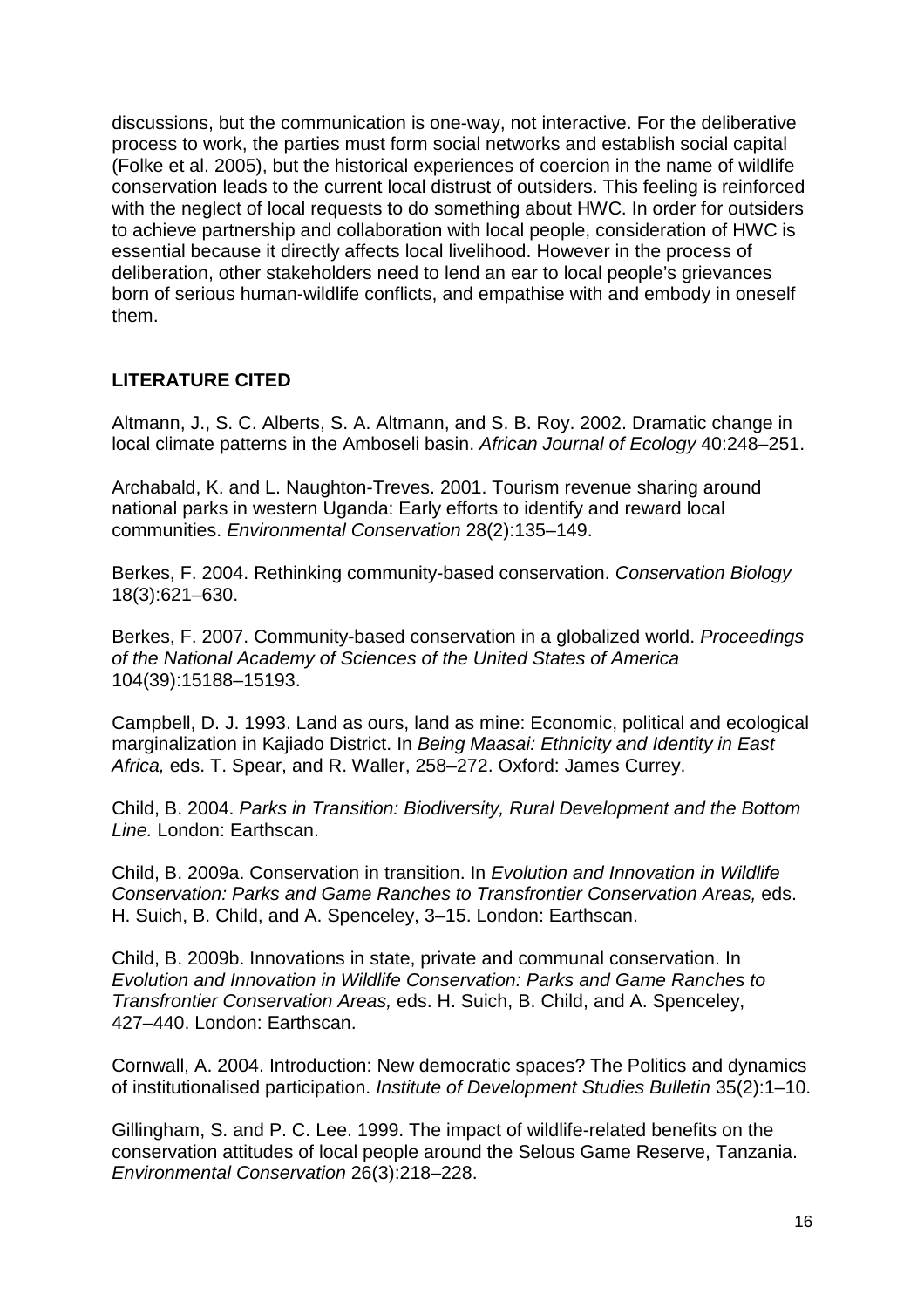discussions, but the communication is one-way, not interactive. For the deliberative process to work, the parties must form social networks and establish social capital (Folke et al. 2005), but the historical experiences of coercion in the name of wildlife conservation leads to the current local distrust of outsiders. This feeling is reinforced with the neglect of local requests to do something about HWC. In order for outsiders to achieve partnership and collaboration with local people, consideration of HWC is essential because it directly affects local livelihood. However in the process of deliberation, other stakeholders need to lend an ear to local people's grievances born of serious human-wildlife conflicts, and empathise with and embody in oneself them.

## LITERATURE CITED

Altmann, J., S. C. Alberts, S. A. Altmann, and S. B. Roy. 2002. Dramatic change in local climate patterns in the Amboseli basin. *African Journal of Ecology* 40:248–251.

Archabald, K. and L. Naughton-Treves. 2001. Tourism revenue sharing around national parks in western Uganda: Early efforts to identify and reward local communities. *Environmental Conservation* 28(2):135–149.

Berkes, F. 2004. Rethinking community-based conservation. *Conservation Biology* 18(3):621–630.

Berkes, F. 2007. Community-based conservation in a globalized world. *Proceedings of the National Academy of Sciences of the United States of America* 104(39):15188–15193.

Campbell, D. J. 1993. Land as ours, land as mine: Economic, political and ecological marginalization in Kajiado District. In *Being Maasai: Ethnicity and Identity in East Africa,* eds. T. Spear, and R. Waller, 258–272. Oxford: James Currey.

Child, B. 2004. *Parks in Transition: Biodiversity, Rural Development and the Bottom Line.* London: Earthscan.

Child, B. 2009a. Conservation in transition. In *Evolution and Innovation in Wildlife Conservation: Parks and Game Ranches to Transfrontier Conservation Areas,* eds. H. Suich, B. Child, and A. Spenceley, 3–15. London: Earthscan.

Child, B. 2009b. Innovations in state, private and communal conservation. In *Evolution and Innovation in Wildlife Conservation: Parks and Game Ranches to Transfrontier Conservation Areas,* eds. H. Suich, B. Child, and A. Spenceley, 427–440. London: Earthscan.

Cornwall, A. 2004. Introduction: New democratic spaces? The Politics and dynamics of institutionalised participation. *Institute of Development Studies Bulletin* 35(2):1–10.

Gillingham, S. and P. C. Lee. 1999. The impact of wildlife-related benefits on the conservation attitudes of local people around the Selous Game Reserve, Tanzania. *Environmental Conservation* 26(3):218–228.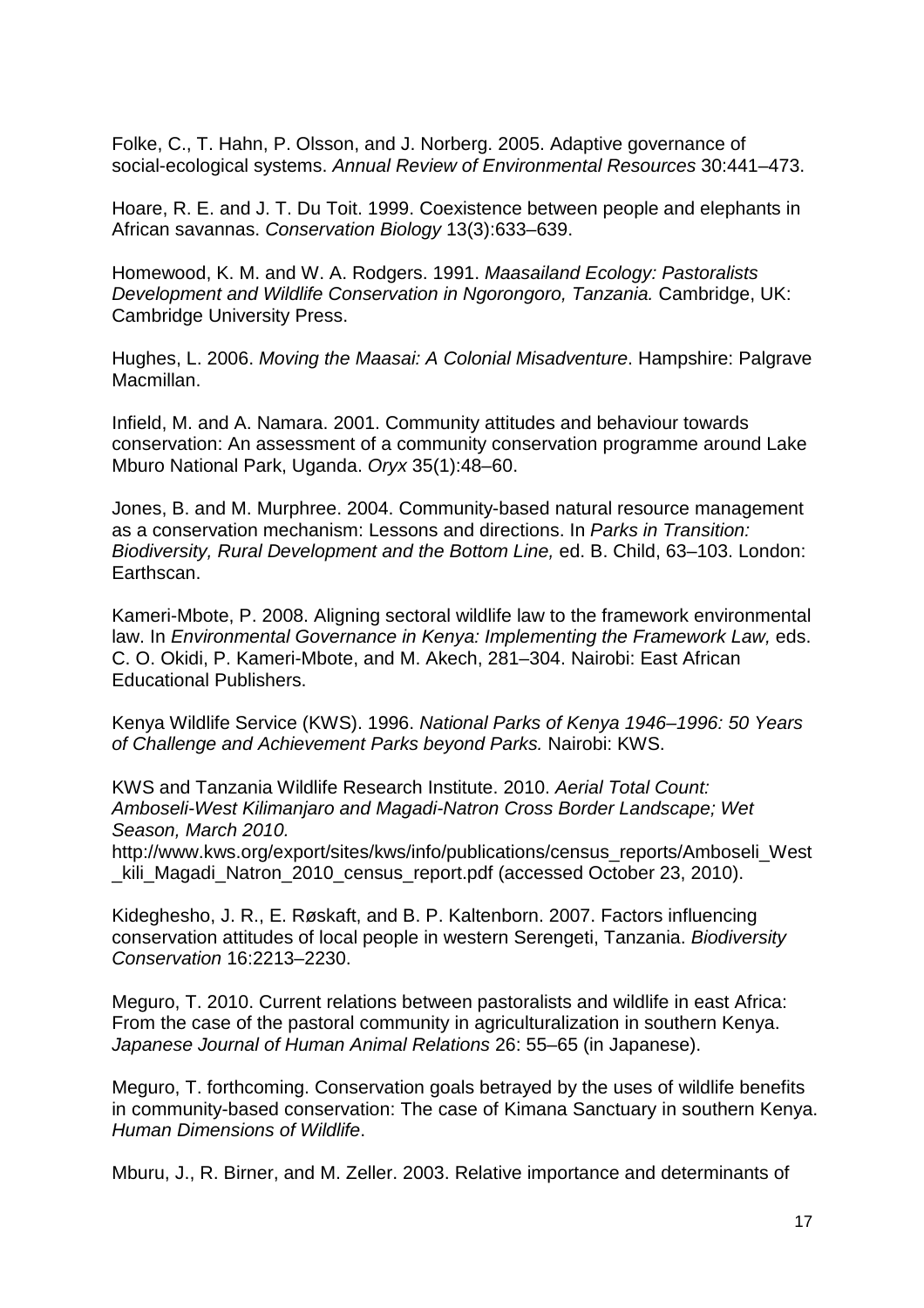Folke, C., T. Hahn, P. Olsson, and J. Norberg. 2005. Adaptive governance of social-ecological systems. *Annual Review of Environmental Resources* 30:441–473.

Hoare, R. E. and J. T. Du Toit. 1999. Coexistence between people and elephants in African savannas. *Conservation Biology* 13(3):633–639.

Homewood, K. M. and W. A. Rodgers. 1991. *Maasailand Ecology: Pastoralists Development and Wildlife Conservation in Ngorongoro, Tanzania.* Cambridge, UK: Cambridge University Press.

Hughes, L. 2006. *Moving the Maasai: A Colonial Misadventure*. Hampshire: Palgrave Macmillan.

Infield, M. and A. Namara. 2001. Community attitudes and behaviour towards conservation: An assessment of a community conservation programme around Lake Mburo National Park, Uganda. *Oryx* 35(1):48–60.

Jones, B. and M. Murphree. 2004. Community-based natural resource management as a conservation mechanism: Lessons and directions. In *Parks in Transition: Biodiversity, Rural Development and the Bottom Line,* ed. B. Child, 63–103. London: Earthscan.

Kameri-Mbote, P. 2008. Aligning sectoral wildlife law to the framework environmental law. In *Environmental Governance in Kenya: Implementing the Framework Law,* eds. C. O. Okidi, P. Kameri-Mbote, and M. Akech, 281–304. Nairobi: East African Educational Publishers.

Kenya Wildlife Service (KWS). 1996. *National Parks of Kenya 1946–1996: 50 Years of Challenge and Achievement Parks beyond Parks.* Nairobi: KWS.

KWS and Tanzania Wildlife Research Institute. 2010. *Aerial Total Count: Amboseli-West Kilimanjaro and Magadi-Natron Cross Border Landscape; Wet Season, March 2010.* http://www.kws.org/export/sites/kws/info/publications/census_reports/Amboseli_West_kili_Magadi_Natron_2010_census_report.pdf (accessed October 23, 2010).

Kideghesho, J. R., E. Røskaft, and B. P. Kaltenborn. 2007. Factors influencing conservation attitudes of local people in western Serengeti, Tanzania. *Biodiversity Conservation* 16:2213–2230.

Meguro, T. 2010. Current relations between pastoralists and wildlife in east Africa: From the case of the pastoral community in agriculturalization in southern Kenya. *Japanese Journal of Human Animal Relations* 26: 55–65 (in Japanese).

Meguro, T. forthcoming. Conservation goals betrayed by the uses of wildlife benefits in community-based conservation: The case of Kimana Sanctuary in southern Kenya. *Human Dimensions of Wildlife*.

Mburu, J., R. Birner, and M. Zeller. 2003. Relative importance and determinants of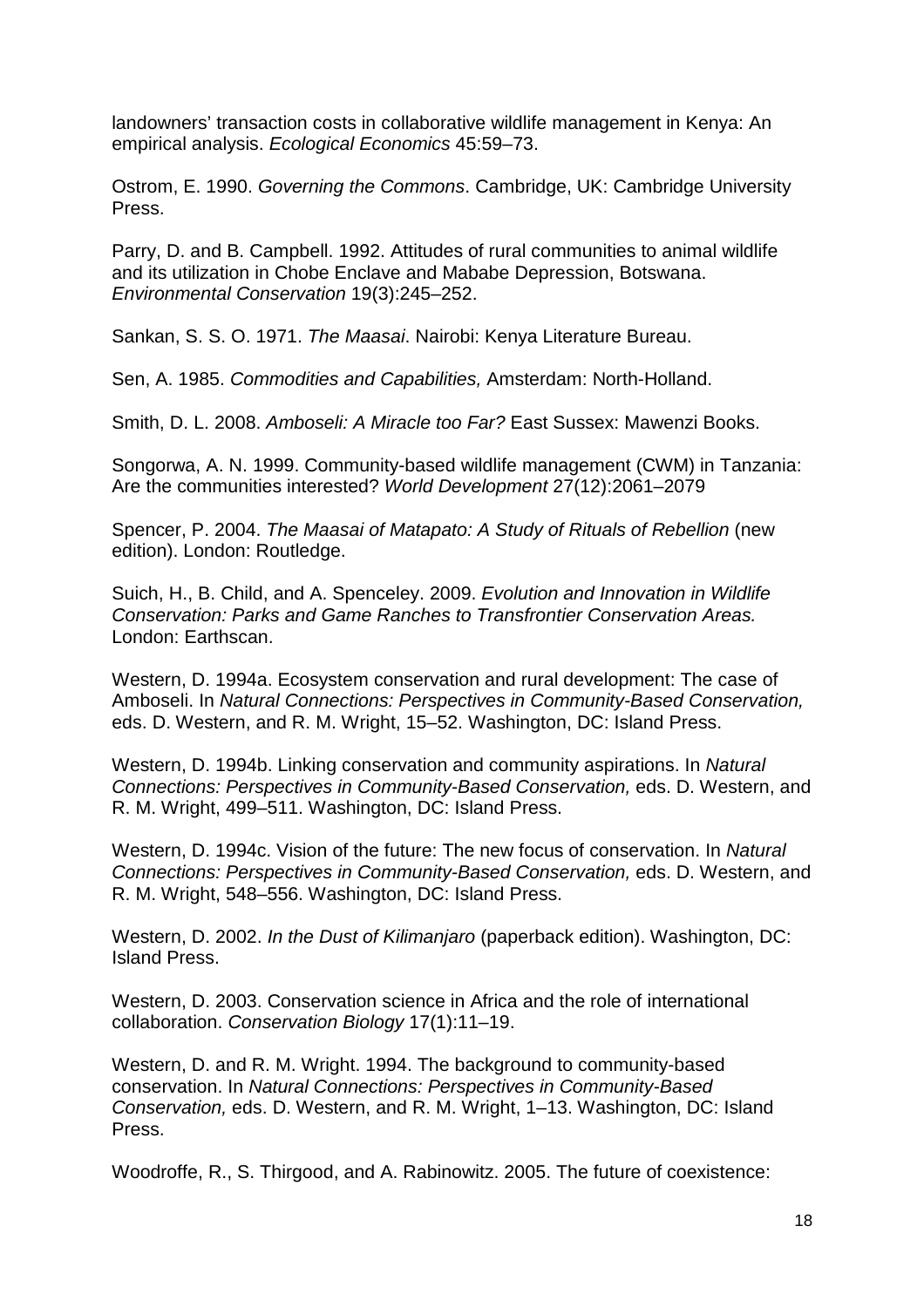landowners' transaction costs in collaborative wildlife management in Kenya: An empirical analysis. *Ecological Economics* 45:59–73.

Ostrom, E. 1990. *Governing the Commons*. Cambridge, UK: Cambridge University Press.

Parry, D. and B. Campbell. 1992. Attitudes of rural communities to animal wildlife and its utilization in Chobe Enclave and Mababe Depression, Botswana. *Environmental Conservation* 19(3):245–252.

Sankan, S. S. O. 1971. *The Maasai*. Nairobi: Kenya Literature Bureau.

Sen, A. 1985. *Commodities and Capabilities,* Amsterdam: North-Holland.

Smith, D. L. 2008. *Amboseli: A Miracle too Far?* East Sussex: Mawenzi Books.

Songorwa, A. N. 1999. Community-based wildlife management (CWM) in Tanzania: Are the communities interested? *World Development* 27(12):2061–2079

Spencer, P. 2004. *The Maasai of Matapato: A Study of Rituals of Rebellion* (new edition). London: Routledge.

Suich, H., B. Child, and A. Spenceley. 2009. *Evolution and Innovation in Wildlife Conservation: Parks and Game Ranches to Transfrontier Conservation Areas.* London: Earthscan.

Western, D. 1994a. Ecosystem conservation and rural development: The case of Amboseli. In *Natural Connections: Perspectives in Community-Based Conservation,* eds. D. Western, and R. M. Wright, 15–52. Washington, DC: Island Press.

Western, D. 1994b. Linking conservation and community aspirations. In *Natural Connections: Perspectives in Community-Based Conservation,* eds. D. Western, and R. M. Wright, 499–511. Washington, DC: Island Press.

Western, D. 1994c. Vision of the future: The new focus of conservation. In *Natural Connections: Perspectives in Community-Based Conservation,* eds. D. Western, and R. M. Wright, 548–556. Washington, DC: Island Press.

Western, D. 2002. *In the Dust of Kilimanjaro* (paperback edition). Washington, DC: Island Press.

Western, D. 2003. Conservation science in Africa and the role of international collaboration. *Conservation Biology* 17(1):11–19.

Western, D. and R. M. Wright. 1994. The background to community-based conservation. In *Natural Connections: Perspectives in Community-Based Conservation,* eds. D. Western, and R. M. Wright, 1–13. Washington, DC: Island Press.

Woodroffe, R., S. Thirgood, and A. Rabinowitz. 2005. The future of coexistence: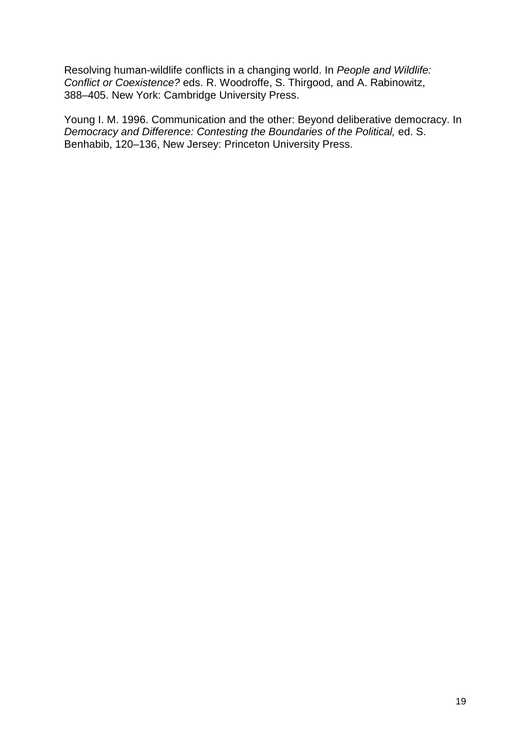Resolving human-wildlife conflicts in a changing world. In *People and Wildlife: Conflict or Coexistence?* eds. R. Woodroffe, S. Thirgood, and A. Rabinowitz, 388–405. New York: Cambridge University Press.

Young I. M. 1996. Communication and the other: Beyond deliberative democracy. In *Democracy and Difference: Contesting the Boundaries of the Political,* ed. S. Benhabib, 120–136, New Jersey: Princeton University Press.